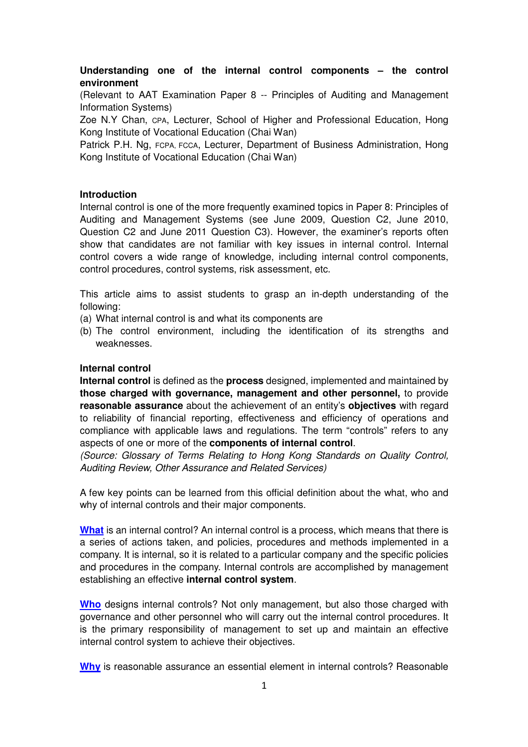**Understanding one of the internal control components – the control environment**

(Relevant to AAT Examination Paper 8 -- Principles of Auditing and Management Information Systems)

Zoe N.Y Chan, CPA, Lecturer, School of Higher and Professional Education, Hong Kong Institute of Vocational Education (Chai Wan)

Patrick P.H. Ng, FCPA, FCCA, Lecturer, Department of Business Administration, Hong Kong Institute of Vocational Education (Chai Wan)

**Introduction**

Internal control is one of the more frequently examined topics in Paper 8: Principles of Auditing and Management Systems (see June 2009, Question C2, June 2010, Question C2 and June 2011 Question C3). However, the examiner's reports often show that candidates are not familiar with key issues in internal control. Internal control covers a wide range of knowledge, including internal control components, control procedures, control systems, risk assessment, etc.

This article aims to assist students to grasp an in-depth understanding of the following:

(a) What internal control is and what its components are
(b) The control environment, including the identification of its strengths and weaknesses.

**Internal control**

**Internal control** is defined as the **process** designed, implemented and maintained by **those charged with governance, management and other personnel,** to provide **reasonable assurance** about the achievement of an entity's **objectives** with regard to reliability of financial reporting, effectiveness and efficiency of operations and compliance with applicable laws and regulations. The term "controls" refers to any aspects of one or more of the **components of internal control**.

*(Source: Glossary of Terms Relating to Hong Kong Standards on Quality Control, Auditing Review, Other Assurance and Related Services)*

A few key points can be learned from this official definition about the what, who and why of internal controls and their major components.

**What** is an internal control? An internal control is a process, which means that there is a series of actions taken, and policies, procedures and methods implemented in a company. It is internal, so it is related to a particular company and the specific policies and procedures in the company. Internal controls are accomplished by management establishing an effective **internal control system**.

**Who** designs internal controls? Not only management, but also those charged with governance and other personnel who will carry out the internal control procedures. It is the primary responsibility of management to set up and maintain an effective internal control system to achieve their objectives.

**Why** is reasonable assurance an essential element in internal controls? Reasonable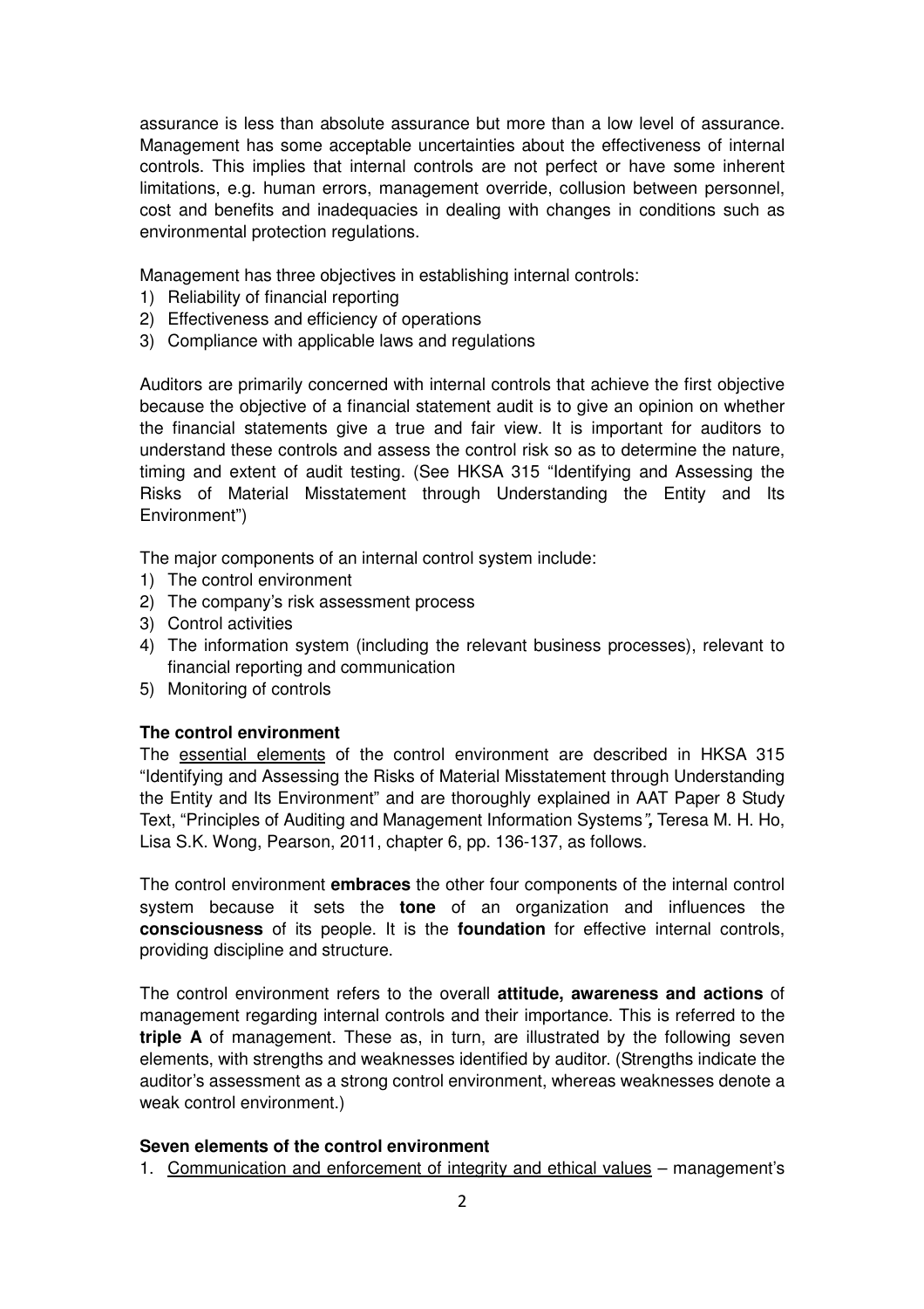assurance is less than absolute assurance but more than a low level of assurance. Management has some acceptable uncertainties about the effectiveness of internal controls. This implies that internal controls are not perfect or have some inherent limitations, e.g. human errors, management override, collusion between personnel, cost and benefits and inadequacies in dealing with changes in conditions such as environmental protection regulations.

Management has three objectives in establishing internal controls:

1) Reliability of financial reporting
2) Effectiveness and efficiency of operations
3) Compliance with applicable laws and regulations

Auditors are primarily concerned with internal controls that achieve the first objective because the objective of a financial statement audit is to give an opinion on whether the financial statements give a true and fair view. It is important for auditors to understand these controls and assess the control risk so as to determine the nature, timing and extent of audit testing. (See HKSA 315 "Identifying and Assessing the Risks of Material Misstatement through Understanding the Entity and Its Environment")

The major components of an internal control system include:

1) The control environment
2) The company's risk assessment process
3) Control activities
4) The information system (including the relevant business processes), relevant to financial reporting and communication
5) Monitoring of controls

**The control environment**

The <u>essential elements</u> of the control environment are described in HKSA 315 "Identifying and Assessing the Risks of Material Misstatement through Understanding the Entity and Its Environment" and are thoroughly explained in AAT Paper 8 Study Text, "Principles of Auditing and Management Information Systems", Teresa M. H. Ho, Lisa S.K. Wong, Pearson, 2011, chapter 6, pp. 136-137, as follows.

The control environment **embraces** the other four components of the internal control system because it sets the **tone** of an organization and influences the **consciousness** of its people. It is the **foundation** for effective internal controls, providing discipline and structure.

The control environment refers to the overall **attitude, awareness and actions** of management regarding internal controls and their importance. This is referred to the **triple A** of management. These as, in turn, are illustrated by the following seven elements, with strengths and weaknesses identified by auditor. (Strengths indicate the auditor's assessment as a strong control environment, whereas weaknesses denote a weak control environment.)

**Seven elements of the control environment**

1. <u>Communication and enforcement of integrity and ethical values</u> – management's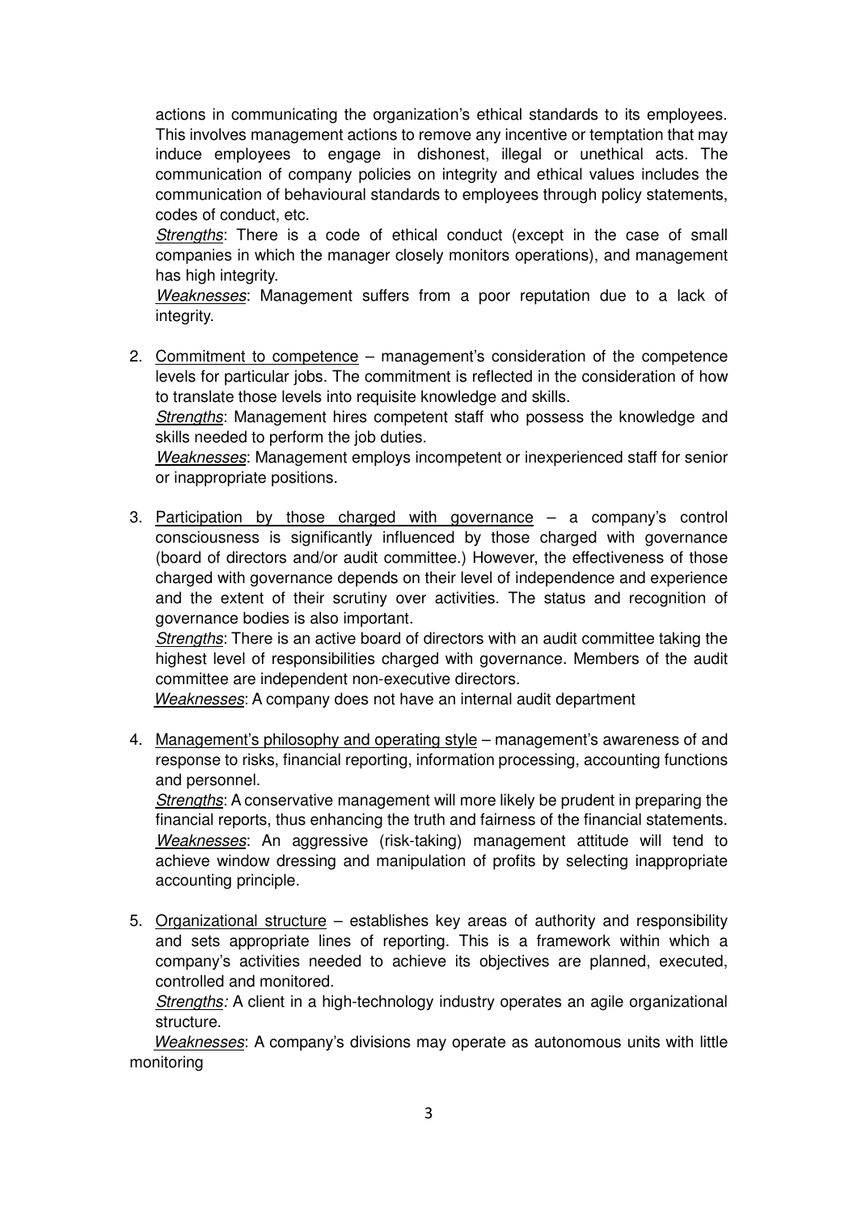actions in communicating the organization's ethical standards to its employees. This involves management actions to remove any incentive or temptation that may induce employees to engage in dishonest, illegal or unethical acts. The communication of company policies on integrity and ethical values includes the communication of behavioural standards to employees through policy statements, codes of conduct, etc.

*Strengths*: There is a code of ethical conduct (except in the case of small companies in which the manager closely monitors operations), and management has high integrity.

*Weaknesses*: Management suffers from a poor reputation due to a lack of integrity.

2. <u>Commitment to competence</u> – management's consideration of the competence levels for particular jobs. The commitment is reflected in the consideration of how to translate those levels into requisite knowledge and skills.

   *Strengths*: Management hires competent staff who possess the knowledge and skills needed to perform the job duties.

   *Weaknesses*: Management employs incompetent or inexperienced staff for senior or inappropriate positions.

3. <u>Participation by those charged with governance</u> – a company's control consciousness is significantly influenced by those charged with governance (board of directors and/or audit committee.) However, the effectiveness of those charged with governance depends on their level of independence and experience and the extent of their scrutiny over activities. The status and recognition of governance bodies is also important.

   *Strengths*: There is an active board of directors with an audit committee taking the highest level of responsibilities charged with governance. Members of the audit committee are independent non-executive directors.

   *Weaknesses*: A company does not have an internal audit department

4. <u>Management's philosophy and operating style</u> – management's awareness of and response to risks, financial reporting, information processing, accounting functions and personnel.

   *Strengths*: A conservative management will more likely be prudent in preparing the financial reports, thus enhancing the truth and fairness of the financial statements.

   *Weaknesses*: An aggressive (risk-taking) management attitude will tend to achieve window dressing and manipulation of profits by selecting inappropriate accounting principle.

5. <u>Organizational structure</u> – establishes key areas of authority and responsibility and sets appropriate lines of reporting. This is a framework within which a company's activities needed to achieve its objectives are planned, executed, controlled and monitored.

   *Strengths:* A client in a high-technology industry operates an agile organizational structure.

   *Weaknesses*: A company's divisions may operate as autonomous units with little monitoring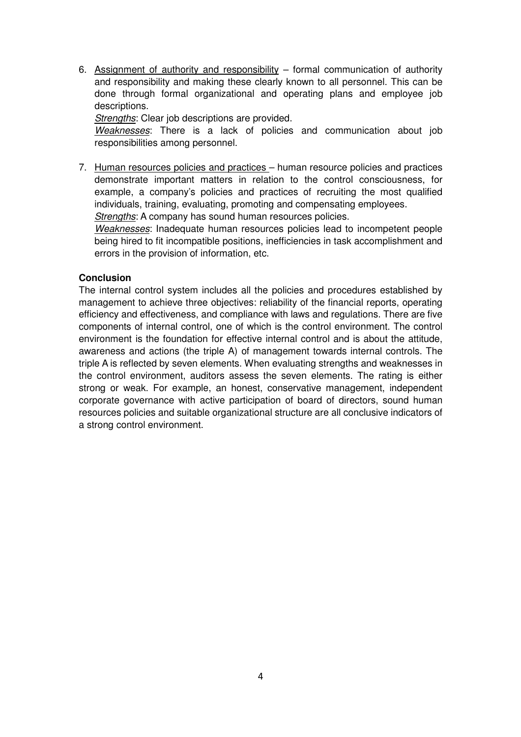6. <u>Assignment of authority and responsibility</u> – formal communication of authority and responsibility and making these clearly known to all personnel. This can be done through formal organizational and operating plans and employee job descriptions.

   *<u>Strengths</u>*: Clear job descriptions are provided.

   *<u>Weaknesses</u>*: There is a lack of policies and communication about job responsibilities among personnel.

7. <u>Human resources policies and practices</u> – human resource policies and practices demonstrate important matters in relation to the control consciousness, for example, a company's policies and practices of recruiting the most qualified individuals, training, evaluating, promoting and compensating employees.

   *<u>Strengths</u>*: A company has sound human resources policies.

   *<u>Weaknesses</u>*: Inadequate human resources policies lead to incompetent people being hired to fit incompatible positions, inefficiencies in task accomplishment and errors in the provision of information, etc.

**Conclusion**

The internal control system includes all the policies and procedures established by management to achieve three objectives: reliability of the financial reports, operating efficiency and effectiveness, and compliance with laws and regulations. There are five components of internal control, one of which is the control environment. The control environment is the foundation for effective internal control and is about the attitude, awareness and actions (the triple A) of management towards internal controls. The triple A is reflected by seven elements. When evaluating strengths and weaknesses in the control environment, auditors assess the seven elements. The rating is either strong or weak. For example, an honest, conservative management, independent corporate governance with active participation of board of directors, sound human resources policies and suitable organizational structure are all conclusive indicators of a strong control environment.